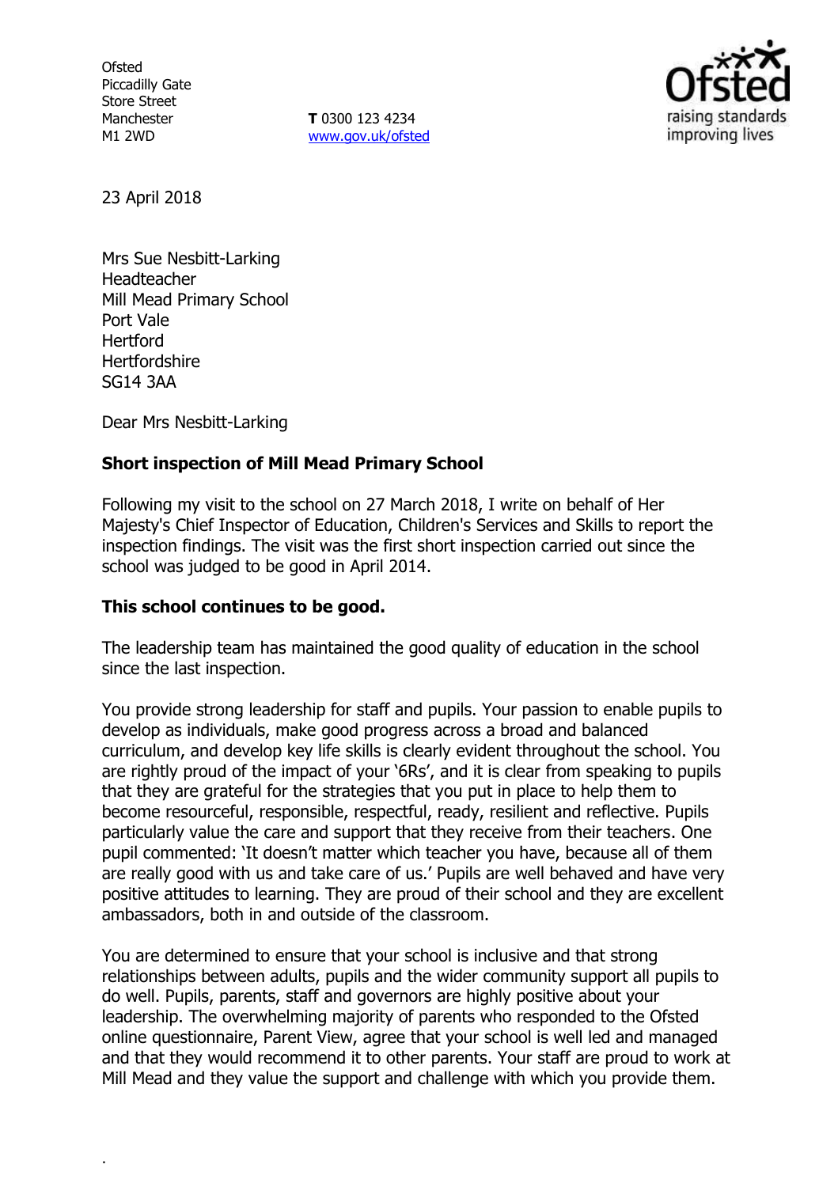Ofsted
Piccadilly Gate
Store Street
Manchester
M1 2WD

**T** 0300 123 4234
www.gov.uk/ofsted

23 April 2018

Mrs Sue Nesbitt-Larking
Headteacher
Mill Mead Primary School
Port Vale
Hertford
Hertfordshire
SG14 3AA

Dear Mrs Nesbitt-Larking

**Short inspection of Mill Mead Primary School**

Following my visit to the school on 27 March 2018, I write on behalf of Her Majesty's Chief Inspector of Education, Children's Services and Skills to report the inspection findings. The visit was the first short inspection carried out since the school was judged to be good in April 2014.

**This school continues to be good.**

The leadership team has maintained the good quality of education in the school since the last inspection.

You provide strong leadership for staff and pupils. Your passion to enable pupils to develop as individuals, make good progress across a broad and balanced curriculum, and develop key life skills is clearly evident throughout the school. You are rightly proud of the impact of your '6Rs', and it is clear from speaking to pupils that they are grateful for the strategies that you put in place to help them to become resourceful, responsible, respectful, ready, resilient and reflective. Pupils particularly value the care and support that they receive from their teachers. One pupil commented: 'It doesn't matter which teacher you have, because all of them are really good with us and take care of us.' Pupils are well behaved and have very positive attitudes to learning. They are proud of their school and they are excellent ambassadors, both in and outside of the classroom.

You are determined to ensure that your school is inclusive and that strong relationships between adults, pupils and the wider community support all pupils to do well. Pupils, parents, staff and governors are highly positive about your leadership. The overwhelming majority of parents who responded to the Ofsted online questionnaire, Parent View, agree that your school is well led and managed and that they would recommend it to other parents. Your staff are proud to work at Mill Mead and they value the support and challenge with which you provide them.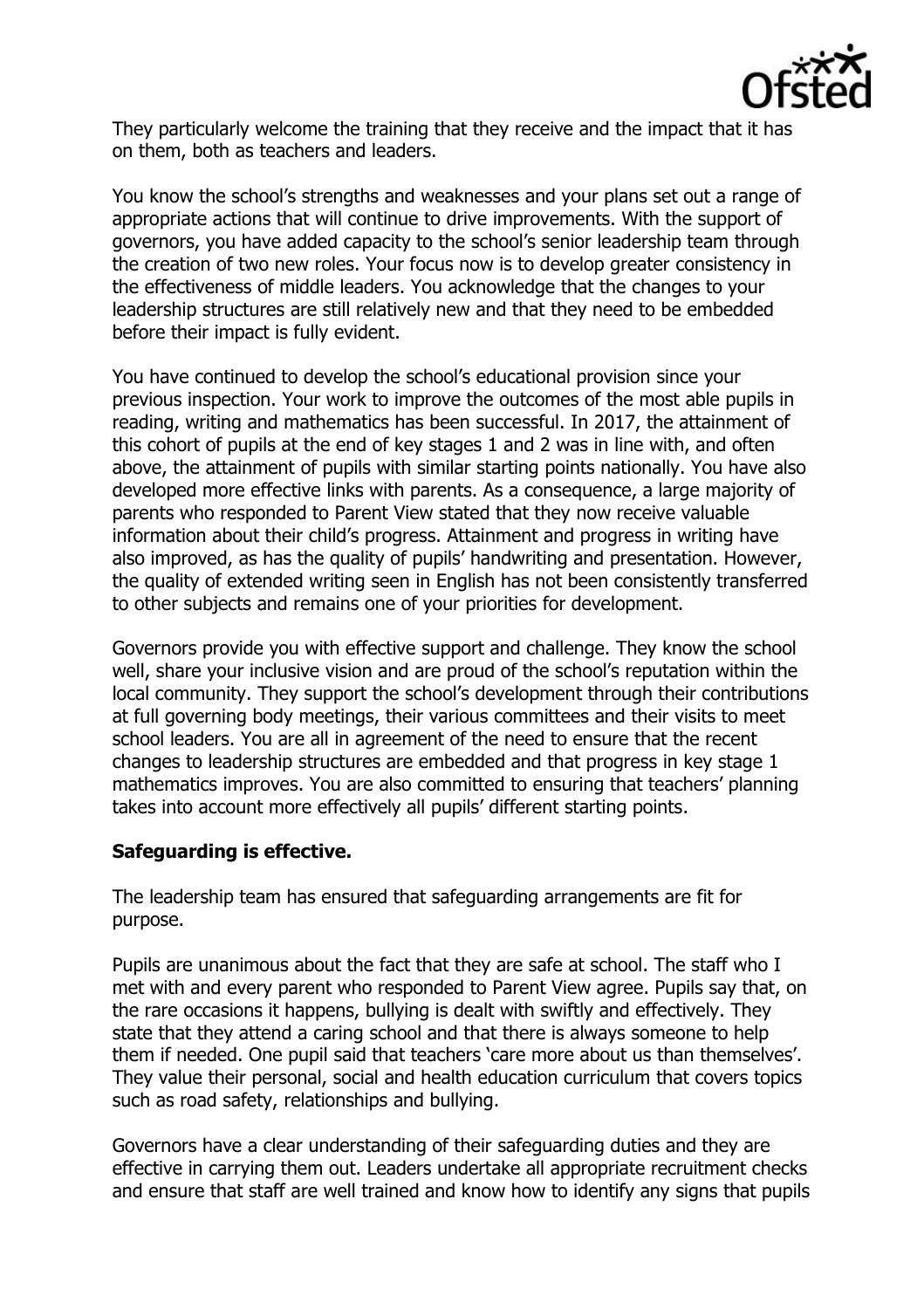They particularly welcome the training that they receive and the impact that it has on them, both as teachers and leaders.

You know the school's strengths and weaknesses and your plans set out a range of appropriate actions that will continue to drive improvements. With the support of governors, you have added capacity to the school's senior leadership team through the creation of two new roles. Your focus now is to develop greater consistency in the effectiveness of middle leaders. You acknowledge that the changes to your leadership structures are still relatively new and that they need to be embedded before their impact is fully evident.

You have continued to develop the school's educational provision since your previous inspection. Your work to improve the outcomes of the most able pupils in reading, writing and mathematics has been successful. In 2017, the attainment of this cohort of pupils at the end of key stages 1 and 2 was in line with, and often above, the attainment of pupils with similar starting points nationally. You have also developed more effective links with parents. As a consequence, a large majority of parents who responded to Parent View stated that they now receive valuable information about their child's progress. Attainment and progress in writing have also improved, as has the quality of pupils' handwriting and presentation. However, the quality of extended writing seen in English has not been consistently transferred to other subjects and remains one of your priorities for development.

Governors provide you with effective support and challenge. They know the school well, share your inclusive vision and are proud of the school's reputation within the local community. They support the school's development through their contributions at full governing body meetings, their various committees and their visits to meet school leaders. You are all in agreement of the need to ensure that the recent changes to leadership structures are embedded and that progress in key stage 1 mathematics improves. You are also committed to ensuring that teachers' planning takes into account more effectively all pupils' different starting points.

**Safeguarding is effective.**

The leadership team has ensured that safeguarding arrangements are fit for purpose.

Pupils are unanimous about the fact that they are safe at school. The staff who I met with and every parent who responded to Parent View agree. Pupils say that, on the rare occasions it happens, bullying is dealt with swiftly and effectively. They state that they attend a caring school and that there is always someone to help them if needed. One pupil said that teachers 'care more about us than themselves'. They value their personal, social and health education curriculum that covers topics such as road safety, relationships and bullying.

Governors have a clear understanding of their safeguarding duties and they are effective in carrying them out. Leaders undertake all appropriate recruitment checks and ensure that staff are well trained and know how to identify any signs that pupils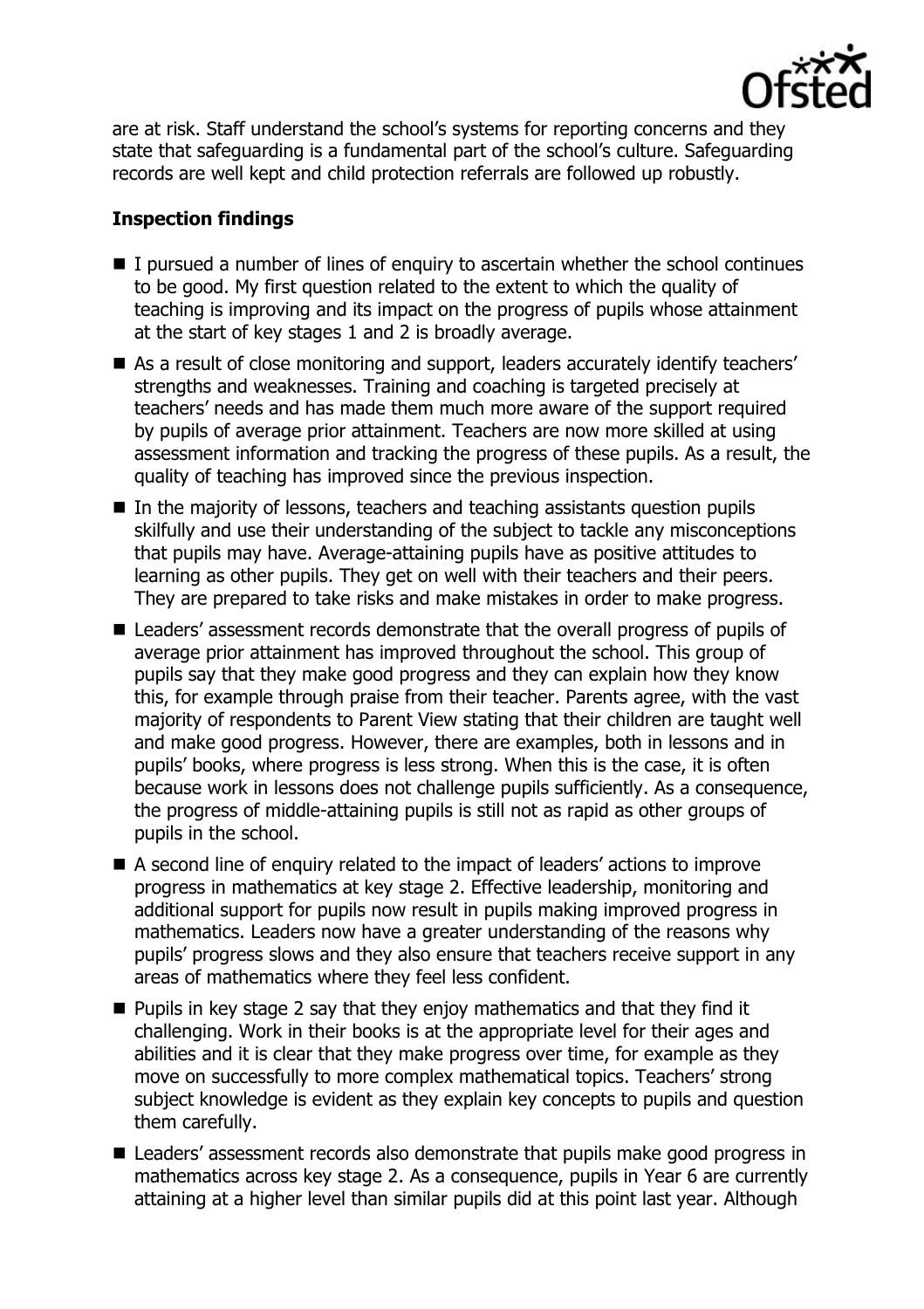are at risk. Staff understand the school's systems for reporting concerns and they state that safeguarding is a fundamental part of the school's culture. Safeguarding records are well kept and child protection referrals are followed up robustly.

## Inspection findings

- I pursued a number of lines of enquiry to ascertain whether the school continues to be good. My first question related to the extent to which the quality of teaching is improving and its impact on the progress of pupils whose attainment at the start of key stages 1 and 2 is broadly average.
- As a result of close monitoring and support, leaders accurately identify teachers' strengths and weaknesses. Training and coaching is targeted precisely at teachers' needs and has made them much more aware of the support required by pupils of average prior attainment. Teachers are now more skilled at using assessment information and tracking the progress of these pupils. As a result, the quality of teaching has improved since the previous inspection.
- In the majority of lessons, teachers and teaching assistants question pupils skilfully and use their understanding of the subject to tackle any misconceptions that pupils may have. Average-attaining pupils have as positive attitudes to learning as other pupils. They get on well with their teachers and their peers. They are prepared to take risks and make mistakes in order to make progress.
- Leaders' assessment records demonstrate that the overall progress of pupils of average prior attainment has improved throughout the school. This group of pupils say that they make good progress and they can explain how they know this, for example through praise from their teacher. Parents agree, with the vast majority of respondents to Parent View stating that their children are taught well and make good progress. However, there are examples, both in lessons and in pupils' books, where progress is less strong. When this is the case, it is often because work in lessons does not challenge pupils sufficiently. As a consequence, the progress of middle-attaining pupils is still not as rapid as other groups of pupils in the school.
- A second line of enquiry related to the impact of leaders' actions to improve progress in mathematics at key stage 2. Effective leadership, monitoring and additional support for pupils now result in pupils making improved progress in mathematics. Leaders now have a greater understanding of the reasons why pupils' progress slows and they also ensure that teachers receive support in any areas of mathematics where they feel less confident.
- Pupils in key stage 2 say that they enjoy mathematics and that they find it challenging. Work in their books is at the appropriate level for their ages and abilities and it is clear that they make progress over time, for example as they move on successfully to more complex mathematical topics. Teachers' strong subject knowledge is evident as they explain key concepts to pupils and question them carefully.
- Leaders' assessment records also demonstrate that pupils make good progress in mathematics across key stage 2. As a consequence, pupils in Year 6 are currently attaining at a higher level than similar pupils did at this point last year. Although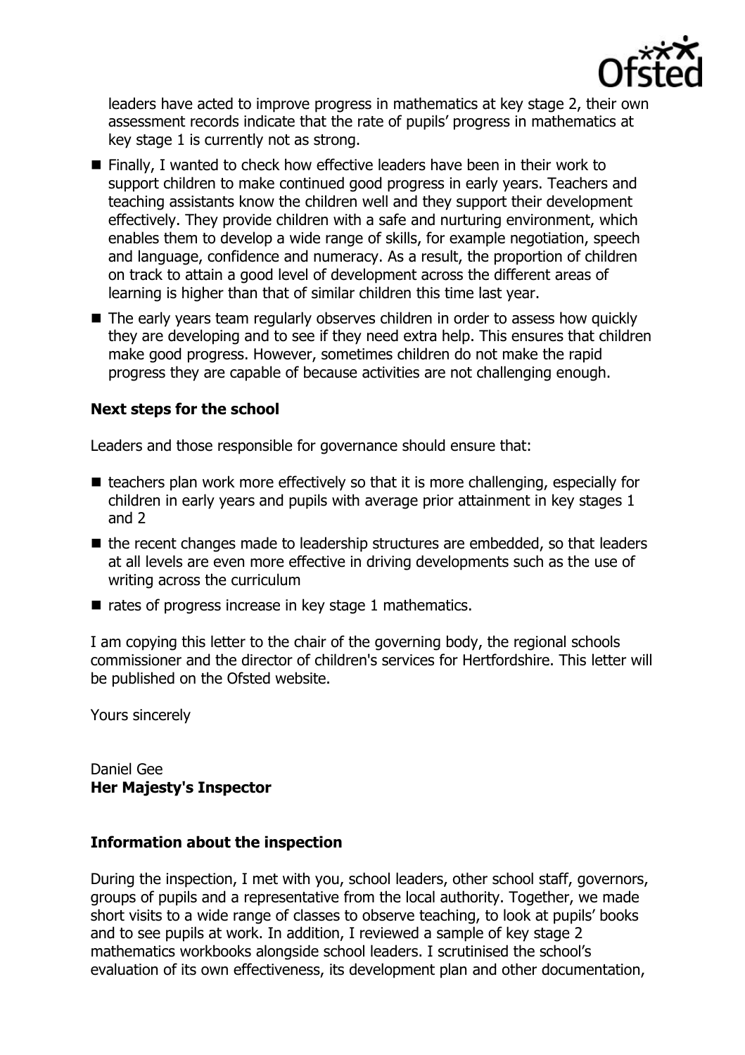leaders have acted to improve progress in mathematics at key stage 2, their own assessment records indicate that the rate of pupils' progress in mathematics at key stage 1 is currently not as strong.

- Finally, I wanted to check how effective leaders have been in their work to support children to make continued good progress in early years. Teachers and teaching assistants know the children well and they support their development effectively. They provide children with a safe and nurturing environment, which enables them to develop a wide range of skills, for example negotiation, speech and language, confidence and numeracy. As a result, the proportion of children on track to attain a good level of development across the different areas of learning is higher than that of similar children this time last year.
- The early years team regularly observes children in order to assess how quickly they are developing and to see if they need extra help. This ensures that children make good progress. However, sometimes children do not make the rapid progress they are capable of because activities are not challenging enough.

**Next steps for the school**

Leaders and those responsible for governance should ensure that:

- teachers plan work more effectively so that it is more challenging, especially for children in early years and pupils with average prior attainment in key stages 1 and 2
- the recent changes made to leadership structures are embedded, so that leaders at all levels are even more effective in driving developments such as the use of writing across the curriculum
- rates of progress increase in key stage 1 mathematics.

I am copying this letter to the chair of the governing body, the regional schools commissioner and the director of children's services for Hertfordshire. This letter will be published on the Ofsted website.

Yours sincerely

Daniel Gee
**Her Majesty's Inspector**

**Information about the inspection**

During the inspection, I met with you, school leaders, other school staff, governors, groups of pupils and a representative from the local authority. Together, we made short visits to a wide range of classes to observe teaching, to look at pupils' books and to see pupils at work. In addition, I reviewed a sample of key stage 2 mathematics workbooks alongside school leaders. I scrutinised the school's evaluation of its own effectiveness, its development plan and other documentation,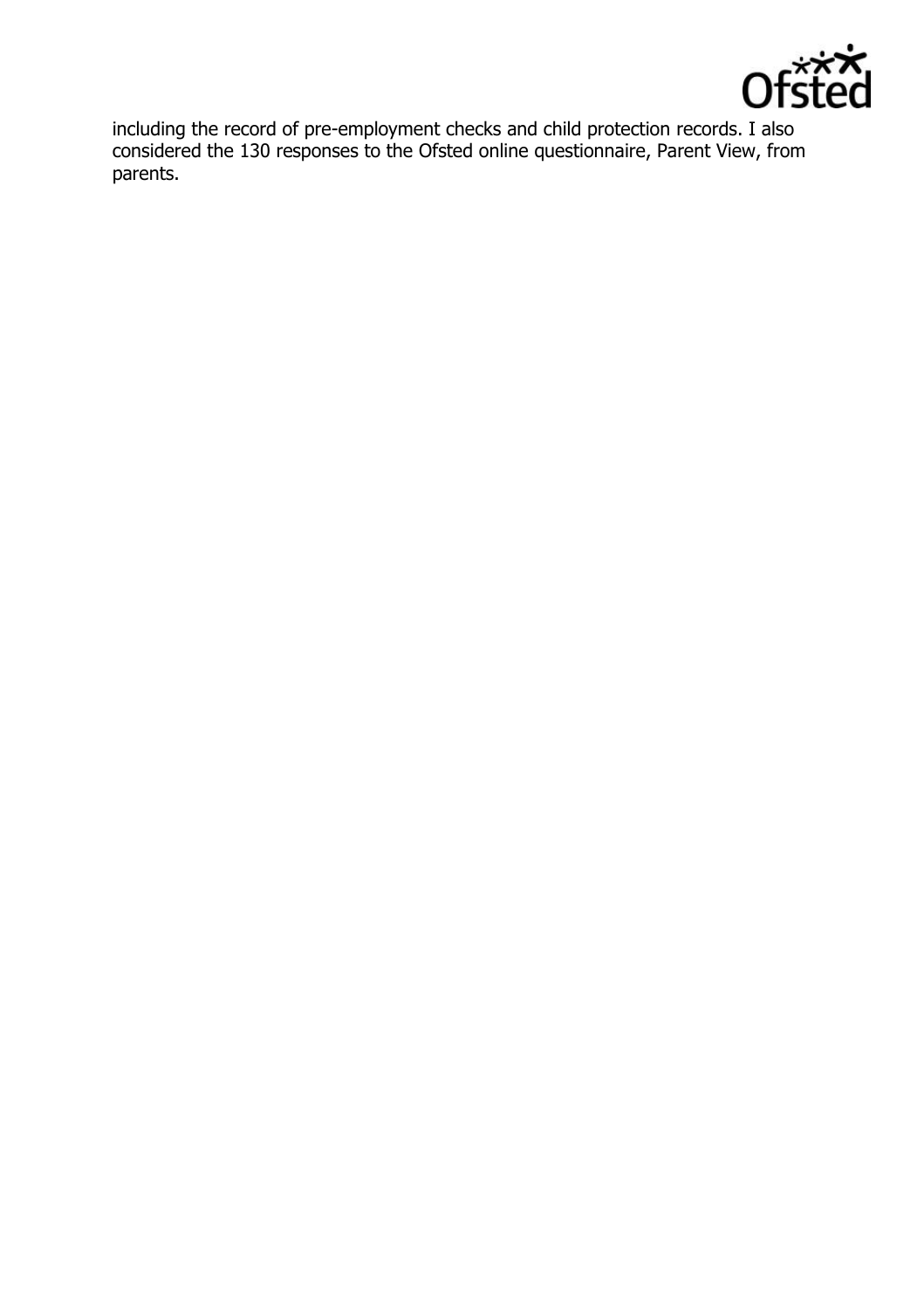including the record of pre-employment checks and child protection records. I also considered the 130 responses to the Ofsted online questionnaire, Parent View, from parents.